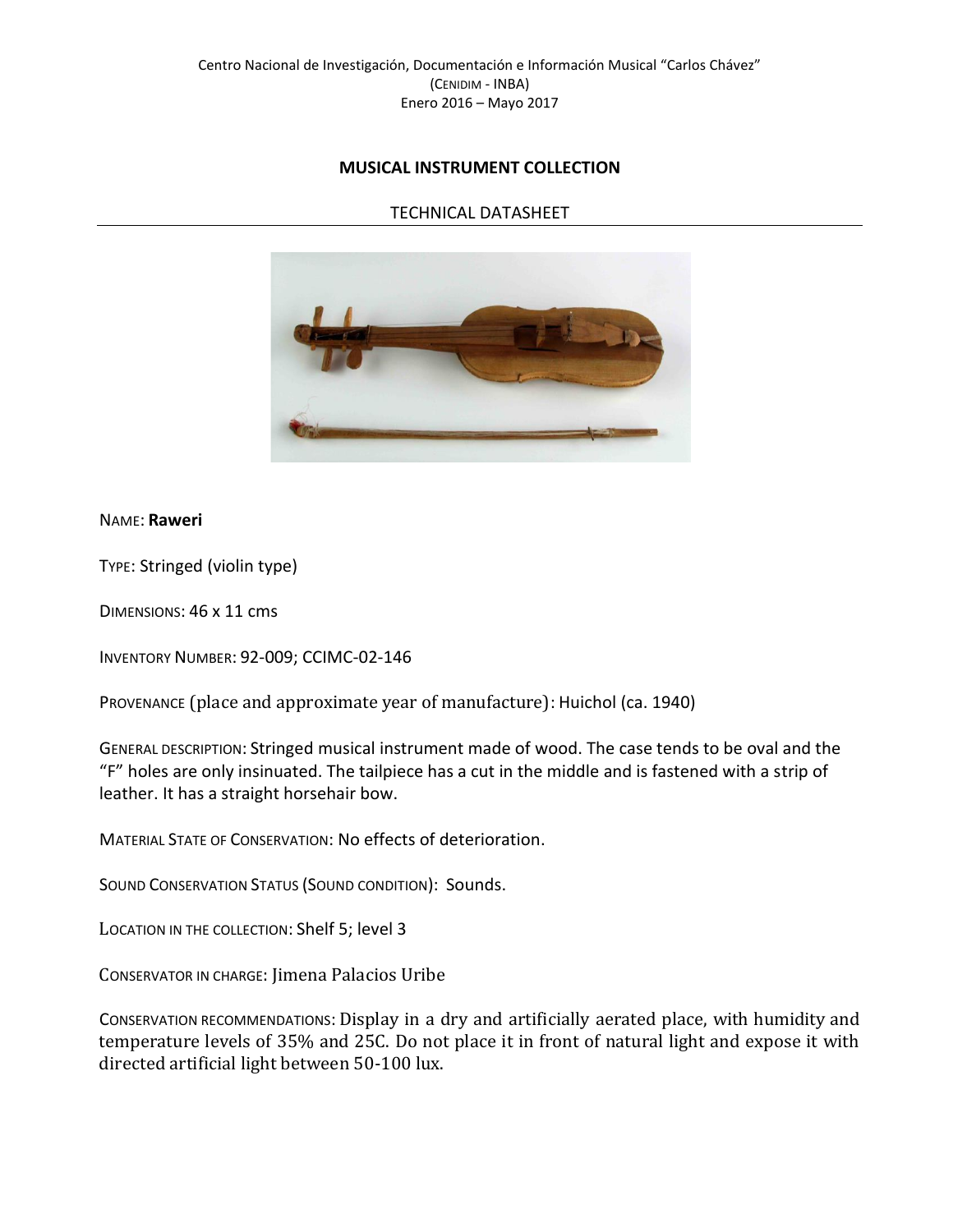Centro Nacional de Investigación, Documentación e Información Musical "Carlos Chávez"
(CENIDIM - INBA)
Enero 2016 – Mayo 2017

# MUSICAL INSTRUMENT COLLECTION

## TECHNICAL DATASHEET

NAME: **Raweri**

TYPE: Stringed (violin type)

DIMENSIONS: 46 x 11 cms

INVENTORY NUMBER: 92-009; CCIMC-02-146

PROVENANCE (place and approximate year of manufacture): Huichol (ca. 1940)

GENERAL DESCRIPTION: Stringed musical instrument made of wood. The case tends to be oval and the "F" holes are only insinuated. The tailpiece has a cut in the middle and is fastened with a strip of leather. It has a straight horsehair bow.

MATERIAL STATE OF CONSERVATION: No effects of deterioration.

SOUND CONSERVATION STATUS (SOUND CONDITION): Sounds.

LOCATION IN THE COLLECTION: Shelf 5; level 3

CONSERVATOR IN CHARGE: Jimena Palacios Uribe

CONSERVATION RECOMMENDATIONS: Display in a dry and artificially aerated place, with humidity and temperature levels of 35% and 25C. Do not place it in front of natural light and expose it with directed artificial light between 50-100 lux.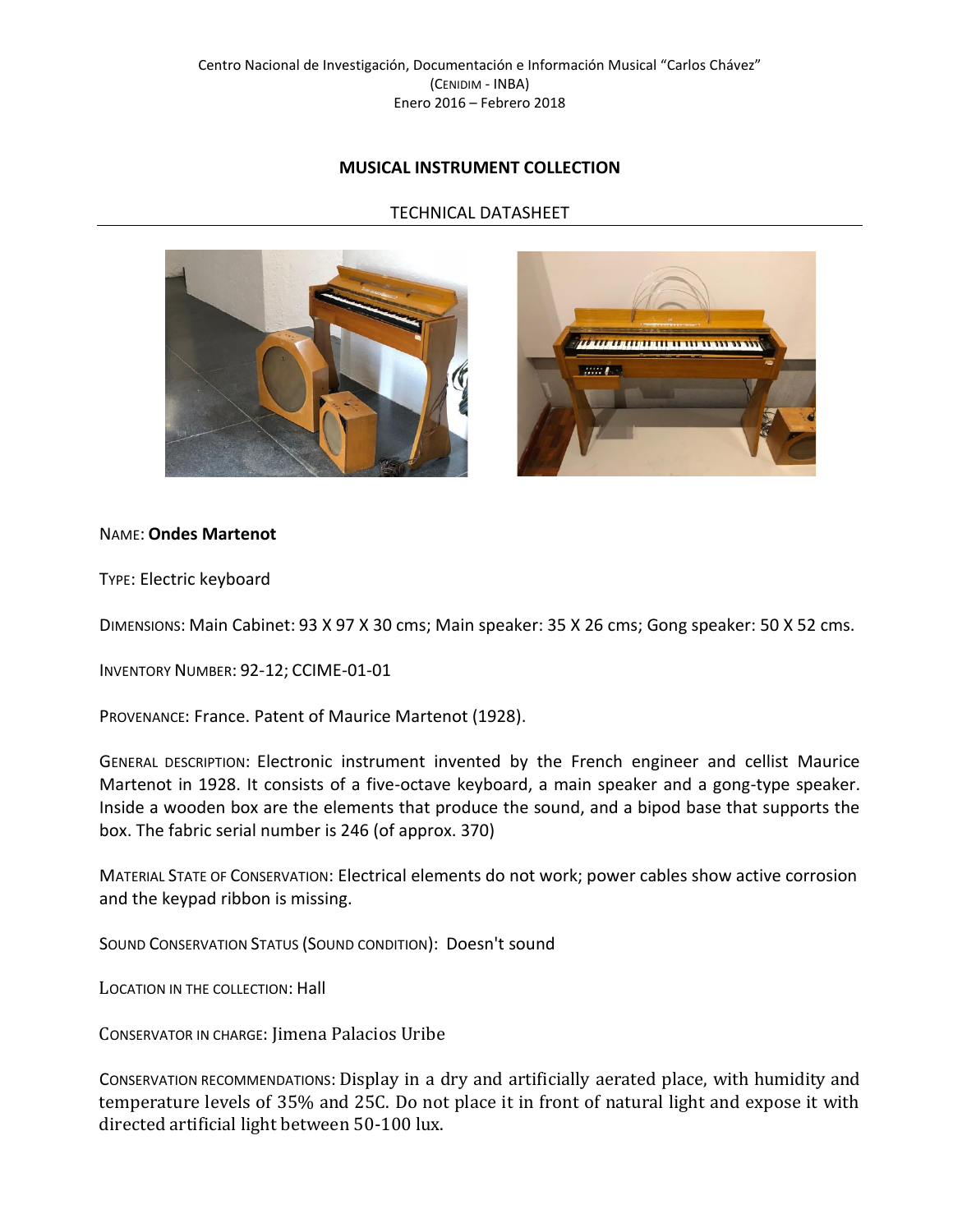Centro Nacional de Investigación, Documentación e Información Musical "Carlos Chávez"
(CENIDIM - INBA)
Enero 2016 – Febrero 2018

## MUSICAL INSTRUMENT COLLECTION

TECHNICAL DATASHEET

NAME: **Ondes Martenot**

TYPE: Electric keyboard

DIMENSIONS: Main Cabinet: 93 X 97 X 30 cms; Main speaker: 35 X 26 cms; Gong speaker: 50 X 52 cms.

INVENTORY NUMBER: 92-12; CCIME-01-01

PROVENANCE: France. Patent of Maurice Martenot (1928).

GENERAL DESCRIPTION: Electronic instrument invented by the French engineer and cellist Maurice Martenot in 1928. It consists of a five-octave keyboard, a main speaker and a gong-type speaker. Inside a wooden box are the elements that produce the sound, and a bipod base that supports the box. The fabric serial number is 246 (of approx. 370)

MATERIAL STATE OF CONSERVATION: Electrical elements do not work; power cables show active corrosion and the keypad ribbon is missing.

SOUND CONSERVATION STATUS (SOUND CONDITION): Doesn't sound

LOCATION IN THE COLLECTION: Hall

CONSERVATOR IN CHARGE: Jimena Palacios Uribe

CONSERVATION RECOMMENDATIONS: Display in a dry and artificially aerated place, with humidity and temperature levels of 35% and 25C. Do not place it in front of natural light and expose it with directed artificial light between 50-100 lux.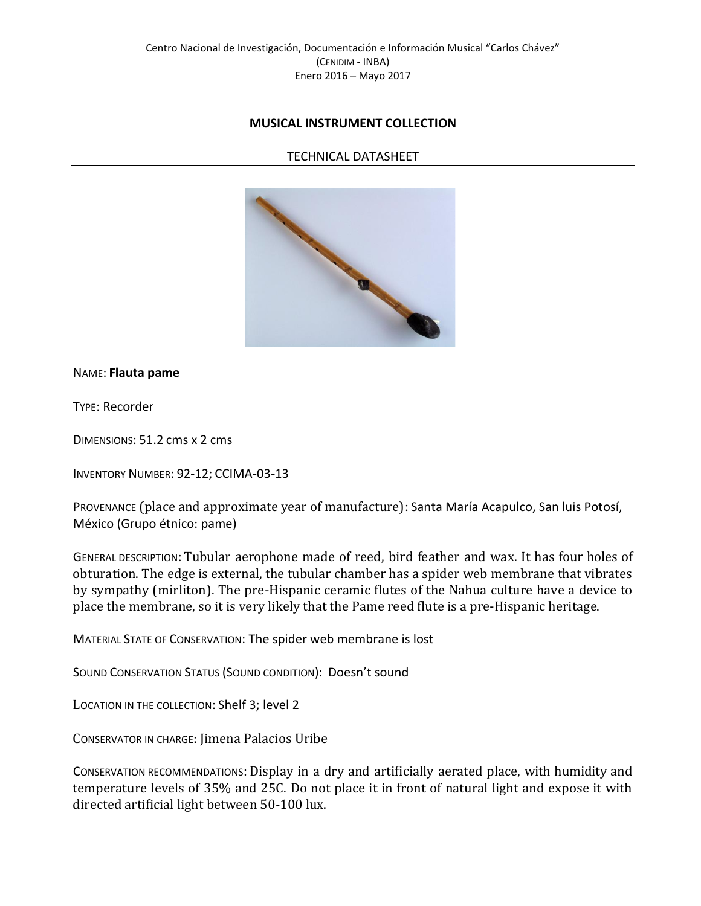Centro Nacional de Investigación, Documentación e Información Musical "Carlos Chávez"
(CENIDIM - INBA)
Enero 2016 – Mayo 2017

## MUSICAL INSTRUMENT COLLECTION

TECHNICAL DATASHEET

NAME: **Flauta pame**

TYPE: Recorder

DIMENSIONS: 51.2 cms x 2 cms

INVENTORY NUMBER: 92-12; CCIMA-03-13

PROVENANCE (place and approximate year of manufacture): Santa María Acapulco, San luis Potosí, México (Grupo étnico: pame)

GENERAL DESCRIPTION: Tubular aerophone made of reed, bird feather and wax. It has four holes of obturation. The edge is external, the tubular chamber has a spider web membrane that vibrates by sympathy (mirliton). The pre-Hispanic ceramic flutes of the Nahua culture have a device to place the membrane, so it is very likely that the Pame reed flute is a pre-Hispanic heritage.

MATERIAL STATE OF CONSERVATION: The spider web membrane is lost

SOUND CONSERVATION STATUS (SOUND CONDITION): Doesn't sound

LOCATION IN THE COLLECTION: Shelf 3; level 2

CONSERVATOR IN CHARGE: Jimena Palacios Uribe

CONSERVATION RECOMMENDATIONS: Display in a dry and artificially aerated place, with humidity and temperature levels of 35% and 25C. Do not place it in front of natural light and expose it with directed artificial light between 50-100 lux.